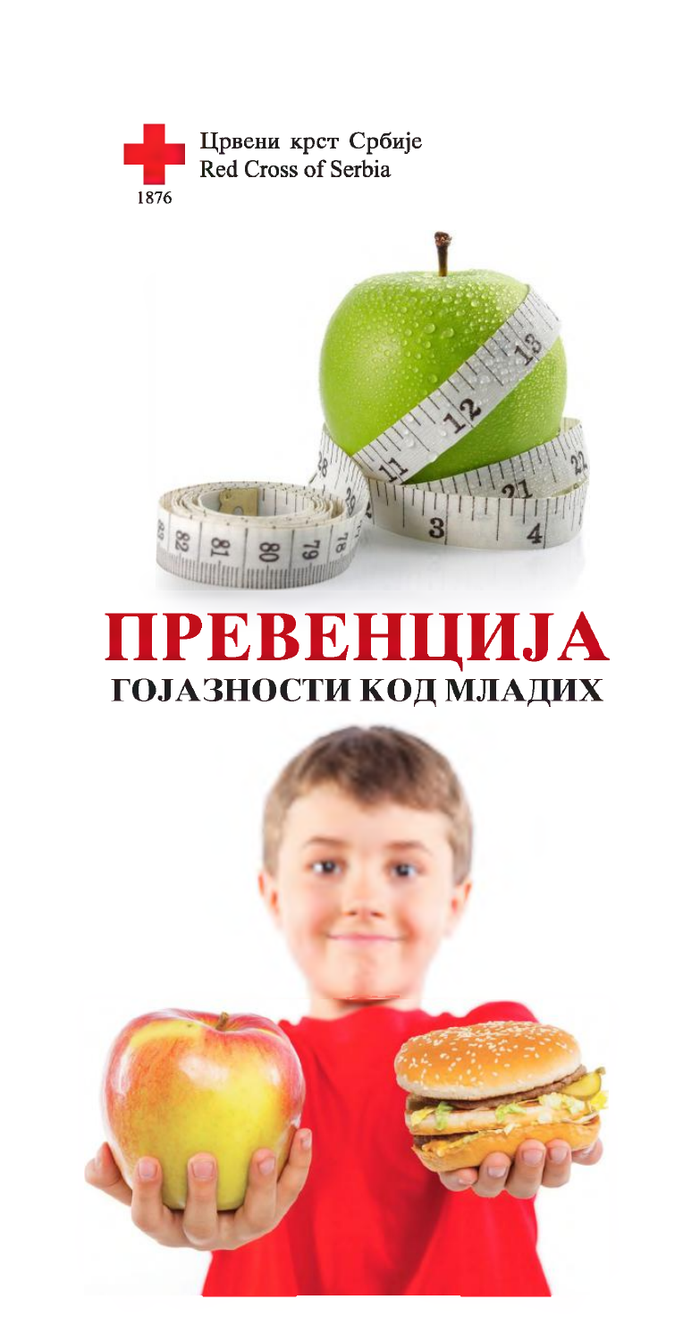Црвени крст Србије
Red Cross of Serbia
1876

# ПРЕВЕНЦИЈА
## ГОЈАЗНОСТИ КОД МЛАДИХ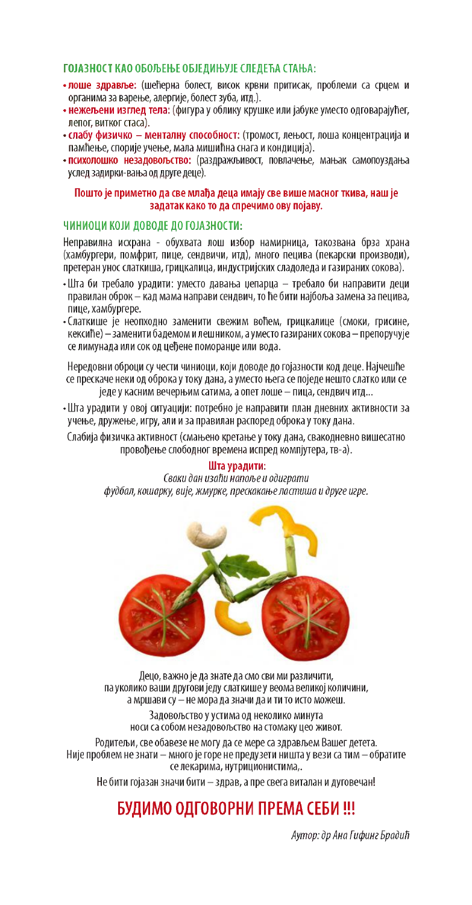### ГОЈАЗНОСТ КАО ОБОЉЕЊЕ ОБЈЕДИЊУЈЕ СЛЕДЕЋА СТАЊА:

- **лоше здравље:** (шећерна болест, висок крвни притисак, проблеми са срцем и органима за варење, алергије, болест зуба, итд.).
- **нежељени изглед тела:** (фигура у облику крушке или јабуке уместо одговарајућег, лепог, витког стаса).
- **слабу физичко – менталну способност:** (тромост, лењост, лоша концентрација и памћење, спорије учење, мала мишићна снага и кондиција).
- **психолошко незадовољство:** (раздражљивост, повлачење, мањак самопоуздања услед задирки-вања од друге деце).

**Пошто је приметно да све млађа деца имају све више масног ткива, наш је задатак како то да спречимо ову појаву.**

### ЧИНИОЦИ КОЈИ ДОВОДЕ ДО ГОЈАЗНОСТИ:

Неправилна исхрана - обухвата лош избор намирница, такозвана брза храна (хамбургери, помфрит, пице, сендвичи, итд), много пецива (пекарски производи), претеран унос слаткиша, грицкалица, индустријских сладоледа и газираних сокова).

- Шта би требало урадити: уместо давања џепарца – требало би направити деци правилан оброк – кад мама направи сендвич, то ће бити најбоља замена за пецива, пице, хамбургере.
- Слаткише је неопходно заменити свежим воћем, грицкалице (смоки, грисине, кексиће) – заменити бадемом и лешником, а уместо газираних сокова – препоручује се лимунада или сок од цеђене поморанџе или вода.

Нередовни оброци су чести чиниоци, који доводе до гојазности код деце. Најчешће се прескаче неки од оброка у току дана, а уместо њега се поједе нешто слатко или се једе у касним вечерњим сатима, а опет лоше – пица, сендвич итд...

- Шта урадити у овој ситуацији: потребно је направити план дневних активности за учење, дружење, игру, али и за правилан распоред оброка у току дана.

Слабија физичка активност (смањено кретање у току дана, свакодневно вишесатно провођење слободног времена испред компјутера, тв-а).

**Шта урадити:**

*Сваки дан изаћи напоље и одиграти фудбал, кошарку, вије, жмурке, прескакање ластиша и друге игре.*

Децо, важно је да знате да смо сви ми различити, па уколико ваши другови једу слаткише у веома великој количини, а мршави су – не мора да значи да и ти то исто можеш.

Задовољство у устима од неколико минута носи са собом незадовољство на стомаку цео живот.

Родитељи, све обавезе не могу да се мере са здрављем Вашег детета. Није проблем не знати – много је горе не предузети ништа у вези са тим – обратите се лекарима, нутриционистима,.

Не бити гојазан значи бити – здрав, а пре свега виталан и дуговечан!

## БУДИМО ОДГОВОРНИ ПРЕМА СЕБИ !!!

*Аутор: др Ана Гифинг Брадић*